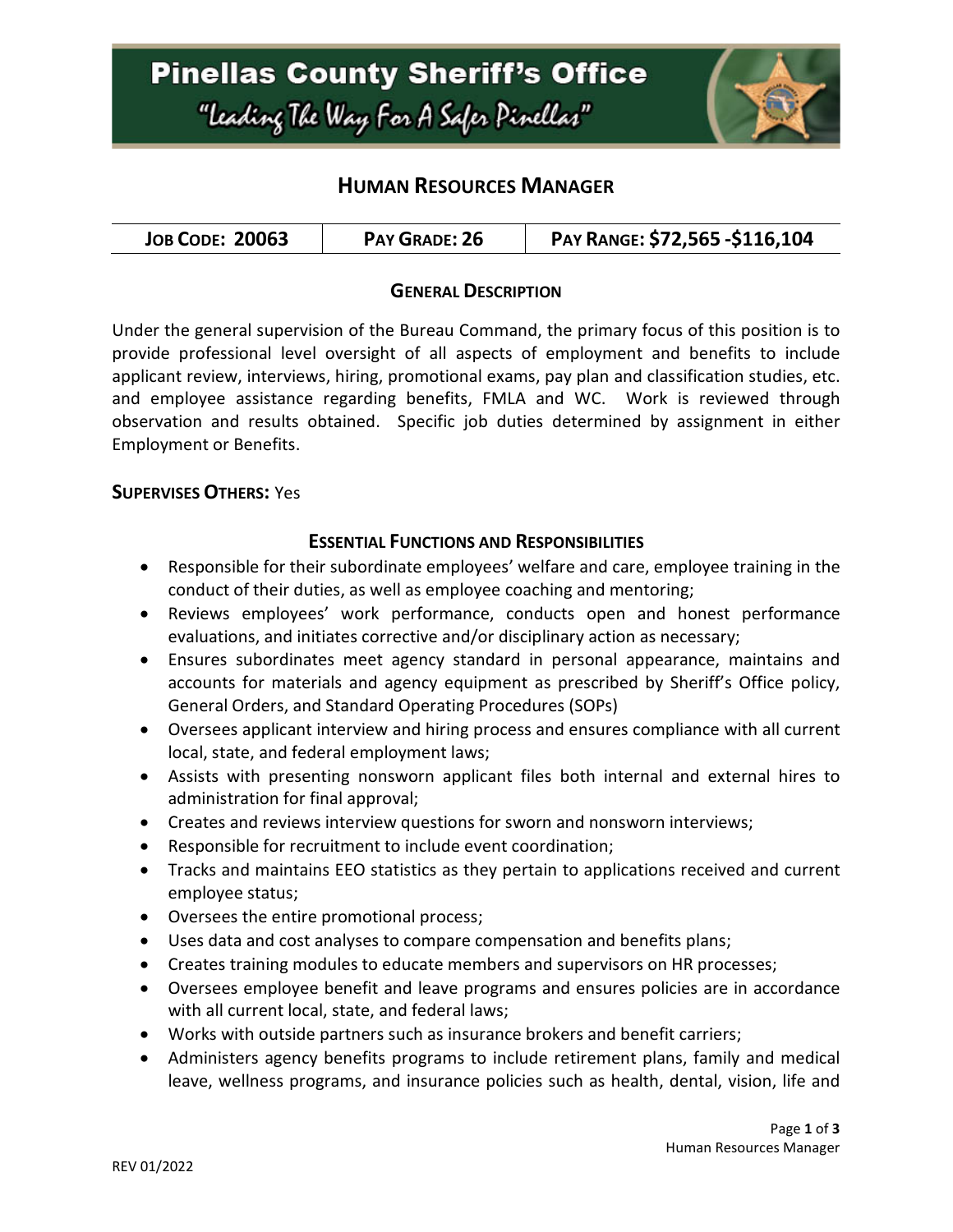# Pinellas County Sheriff's Office

*"Leading The Way For A Safer Pinellas"*

## Human Resources Manager

| Job Code: 20063 | Pay Grade: 26 | Pay Range: $72,565 -$116,104 |
|---|---|---|

### General Description

Under the general supervision of the Bureau Command, the primary focus of this position is to provide professional level oversight of all aspects of employment and benefits to include applicant review, interviews, hiring, promotional exams, pay plan and classification studies, etc. and employee assistance regarding benefits, FMLA and WC. Work is reviewed through observation and results obtained. Specific job duties determined by assignment in either Employment or Benefits.

**Supervises Others:** Yes

### Essential Functions and Responsibilities

- Responsible for their subordinate employees' welfare and care, employee training in the conduct of their duties, as well as employee coaching and mentoring;
- Reviews employees' work performance, conducts open and honest performance evaluations, and initiates corrective and/or disciplinary action as necessary;
- Ensures subordinates meet agency standard in personal appearance, maintains and accounts for materials and agency equipment as prescribed by Sheriff's Office policy, General Orders, and Standard Operating Procedures (SOPs)
- Oversees applicant interview and hiring process and ensures compliance with all current local, state, and federal employment laws;
- Assists with presenting nonsworn applicant files both internal and external hires to administration for final approval;
- Creates and reviews interview questions for sworn and nonsworn interviews;
- Responsible for recruitment to include event coordination;
- Tracks and maintains EEO statistics as they pertain to applications received and current employee status;
- Oversees the entire promotional process;
- Uses data and cost analyses to compare compensation and benefits plans;
- Creates training modules to educate members and supervisors on HR processes;
- Oversees employee benefit and leave programs and ensures policies are in accordance with all current local, state, and federal laws;
- Works with outside partners such as insurance brokers and benefit carriers;
- Administers agency benefits programs to include retirement plans, family and medical leave, wellness programs, and insurance policies such as health, dental, vision, life and

REV 01/2022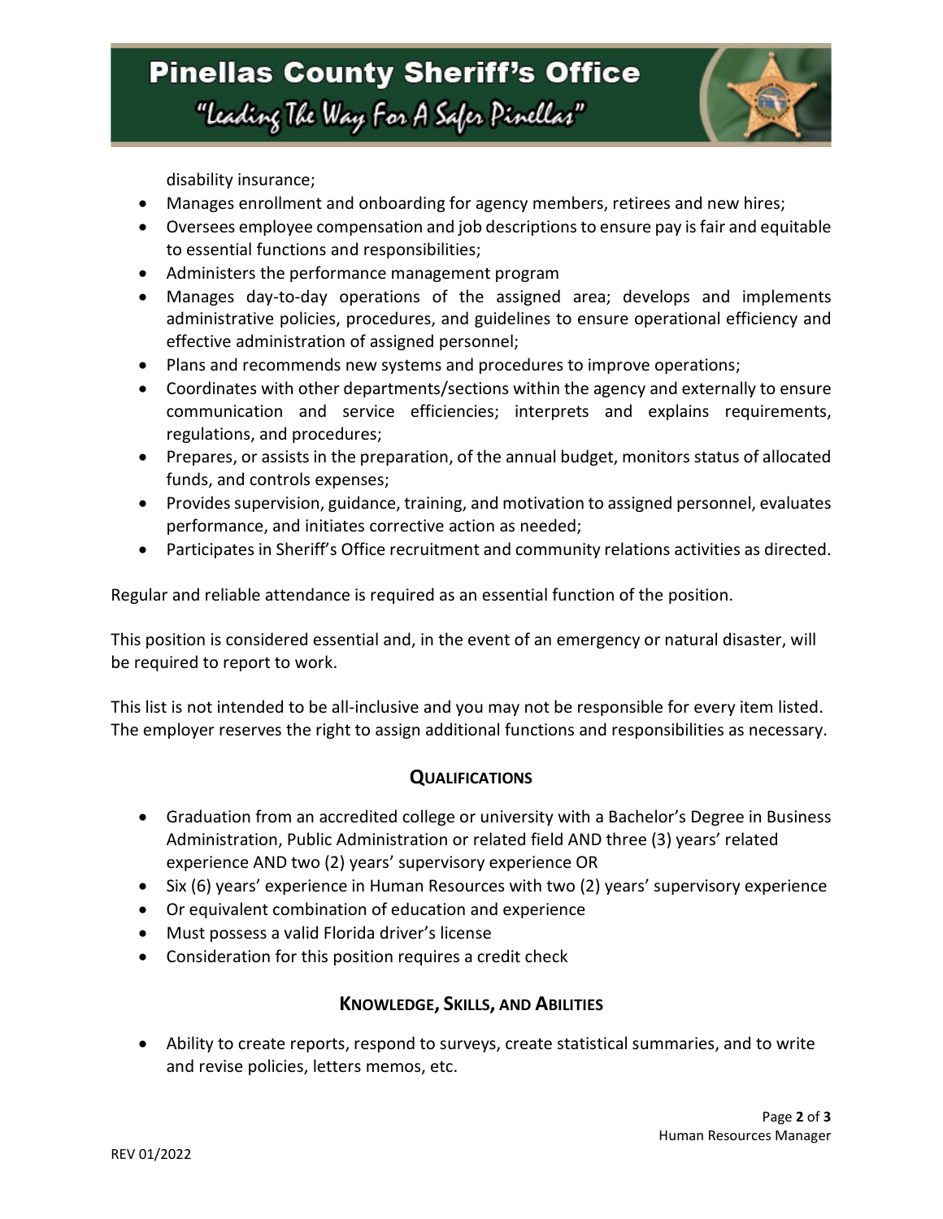disability insurance;

- Manages enrollment and onboarding for agency members, retirees and new hires;
- Oversees employee compensation and job descriptions to ensure pay is fair and equitable to essential functions and responsibilities;
- Administers the performance management program
- Manages day-to-day operations of the assigned area; develops and implements administrative policies, procedures, and guidelines to ensure operational efficiency and effective administration of assigned personnel;
- Plans and recommends new systems and procedures to improve operations;
- Coordinates with other departments/sections within the agency and externally to ensure communication and service efficiencies; interprets and explains requirements, regulations, and procedures;
- Prepares, or assists in the preparation, of the annual budget, monitors status of allocated funds, and controls expenses;
- Provides supervision, guidance, training, and motivation to assigned personnel, evaluates performance, and initiates corrective action as needed;
- Participates in Sheriff's Office recruitment and community relations activities as directed.

Regular and reliable attendance is required as an essential function of the position.

This position is considered essential and, in the event of an emergency or natural disaster, will be required to report to work.

This list is not intended to be all-inclusive and you may not be responsible for every item listed. The employer reserves the right to assign additional functions and responsibilities as necessary.

## Qualifications

- Graduation from an accredited college or university with a Bachelor's Degree in Business Administration, Public Administration or related field AND three (3) years' related experience AND two (2) years' supervisory experience OR
- Six (6) years' experience in Human Resources with two (2) years' supervisory experience
- Or equivalent combination of education and experience
- Must possess a valid Florida driver's license
- Consideration for this position requires a credit check

## Knowledge, Skills, and Abilities

- Ability to create reports, respond to surveys, create statistical summaries, and to write and revise policies, letters memos, etc.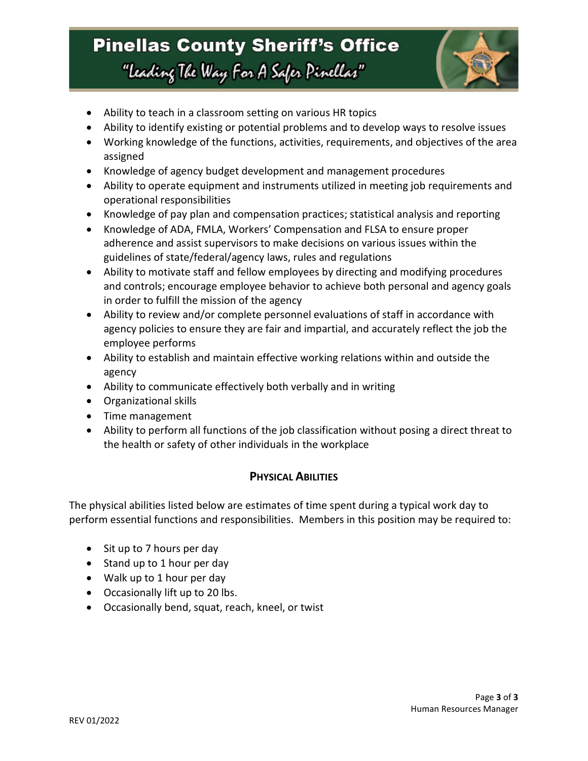- Ability to teach in a classroom setting on various HR topics
- Ability to identify existing or potential problems and to develop ways to resolve issues
- Working knowledge of the functions, activities, requirements, and objectives of the area assigned
- Knowledge of agency budget development and management procedures
- Ability to operate equipment and instruments utilized in meeting job requirements and operational responsibilities
- Knowledge of pay plan and compensation practices; statistical analysis and reporting
- Knowledge of ADA, FMLA, Workers' Compensation and FLSA to ensure proper adherence and assist supervisors to make decisions on various issues within the guidelines of state/federal/agency laws, rules and regulations
- Ability to motivate staff and fellow employees by directing and modifying procedures and controls; encourage employee behavior to achieve both personal and agency goals in order to fulfill the mission of the agency
- Ability to review and/or complete personnel evaluations of staff in accordance with agency policies to ensure they are fair and impartial, and accurately reflect the job the employee performs
- Ability to establish and maintain effective working relations within and outside the agency
- Ability to communicate effectively both verbally and in writing
- Organizational skills
- Time management
- Ability to perform all functions of the job classification without posing a direct threat to the health or safety of other individuals in the workplace

## Physical Abilities

The physical abilities listed below are estimates of time spent during a typical work day to perform essential functions and responsibilities. Members in this position may be required to:

- Sit up to 7 hours per day
- Stand up to 1 hour per day
- Walk up to 1 hour per day
- Occasionally lift up to 20 lbs.
- Occasionally bend, squat, reach, kneel, or twist